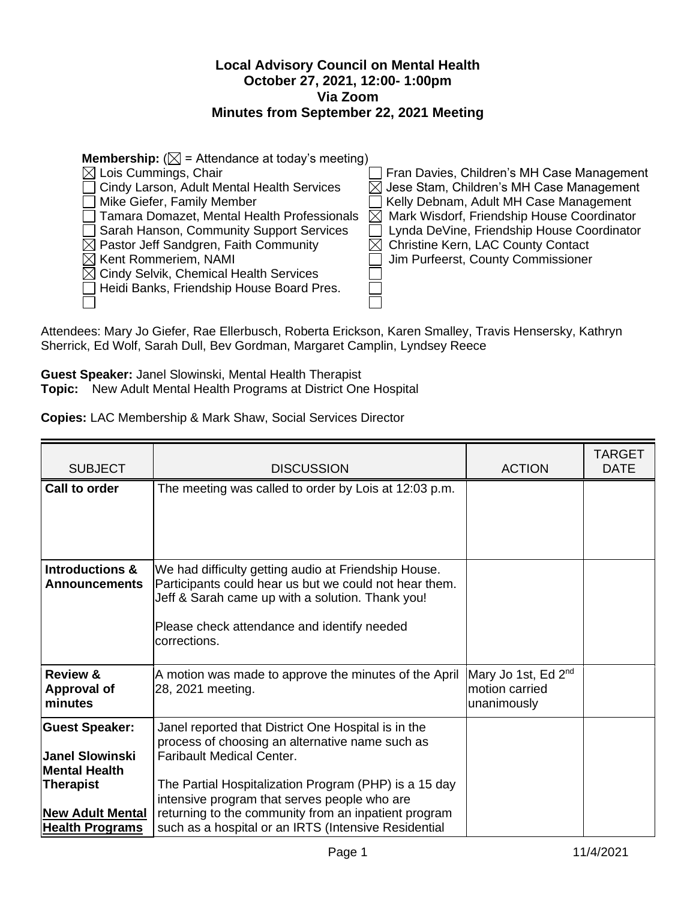# Local Advisory Council on Mental Health
## October 27, 2021, 12:00- 1:00pm
## Via Zoom
## Minutes from September 22, 2021 Meeting

**Membership:** (☒ = Attendance at today's meeting)

☒ Lois Cummings, Chair
☐ Cindy Larson, Adult Mental Health Services
☐ Mike Giefer, Family Member
☐ Tamara Domazet, Mental Health Professionals
☐ Sarah Hanson, Community Support Services
☒ Pastor Jeff Sandgren, Faith Community
☒ Kent Rommeriem, NAMI
☒ Cindy Selvik, Chemical Health Services
☐ Heidi Banks, Friendship House Board Pres.
☐
☐ Fran Davies, Children's MH Case Management
☒ Jese Stam, Children's MH Case Management
☐ Kelly Debnam, Adult MH Case Management
☒ Mark Wisdorf, Friendship House Coordinator
☐ Lynda DeVine, Friendship House Coordinator
☒ Christine Kern, LAC County Contact
☐ Jim Purfeerst, County Commissioner
☐
☐
☐

Attendees: Mary Jo Giefer, Rae Ellerbusch, Roberta Erickson, Karen Smalley, Travis Hensersky, Kathryn Sherrick, Ed Wolf, Sarah Dull, Bev Gordman, Margaret Camplin, Lyndsey Reece

**Guest Speaker:** Janel Slowinski, Mental Health Therapist
**Topic:** New Adult Mental Health Programs at District One Hospital

**Copies:** LAC Membership & Mark Shaw, Social Services Director

| SUBJECT | DISCUSSION | ACTION | TARGET DATE |
|---|---|---|---|
| **Call to order** | The meeting was called to order by Lois at 12:03 p.m. | | |
| **Introductions & Announcements** | We had difficulty getting audio at Friendship House. Participants could hear us but we could not hear them. Jeff & Sarah came up with a solution. Thank you!<br><br>Please check attendance and identify needed corrections. | | |
| **Review & Approval of minutes** | A motion was made to approve the minutes of the April 28, 2021 meeting. | Mary Jo 1st, Ed 2nd motion carried unanimously | |
| **Guest Speaker:**<br><br>**Janel Slowinski Mental Health Therapist**<br><br>**New Adult Mental Health Programs** | Janel reported that District One Hospital is in the process of choosing an alternative name such as Faribault Medical Center.<br><br>The Partial Hospitalization Program (PHP) is a 15 day intensive program that serves people who are returning to the community from an inpatient program such as a hospital or an IRTS (Intensive Residential | | |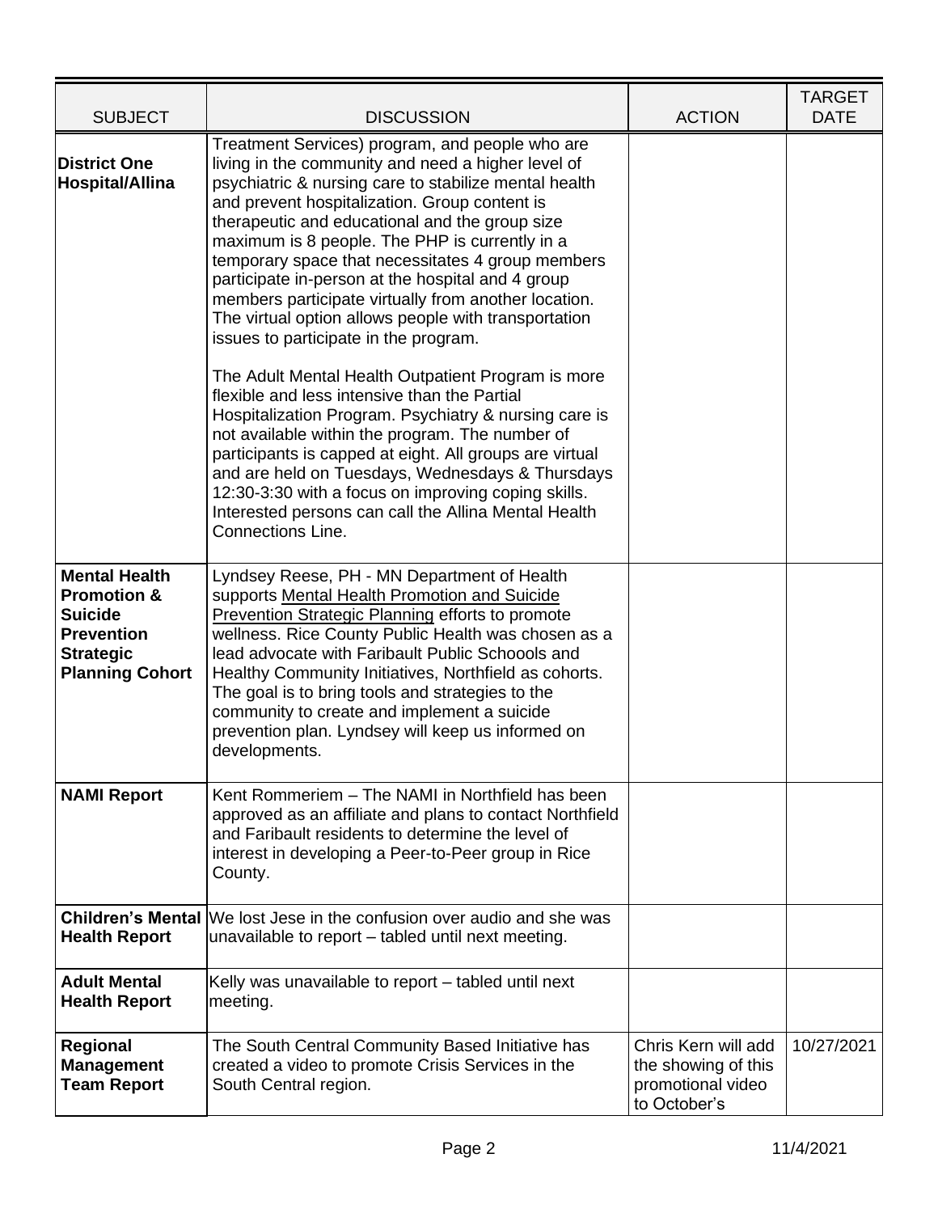| SUBJECT | DISCUSSION | ACTION | TARGET DATE |
|---|---|---|---|
| **District One Hospital/Allina** | Treatment Services) program, and people who are living in the community and need a higher level of psychiatric & nursing care to stabilize mental health and prevent hospitalization. Group content is therapeutic and educational and the group size maximum is 8 people. The PHP is currently in a temporary space that necessitates 4 group members participate in-person at the hospital and 4 group members participate virtually from another location. The virtual option allows people with transportation issues to participate in the program.<br><br>The Adult Mental Health Outpatient Program is more flexible and less intensive than the Partial Hospitalization Program. Psychiatry & nursing care is not available within the program. The number of participants is capped at eight. All groups are virtual and are held on Tuesdays, Wednesdays & Thursdays 12:30-3:30 with a focus on improving coping skills. Interested persons can call the Allina Mental Health Connections Line. | | |
| **Mental Health Promotion & Suicide Prevention Strategic Planning Cohort** | Lyndsey Reese, PH - MN Department of Health supports Mental Health Promotion and Suicide Prevention Strategic Planning efforts to promote wellness. Rice County Public Health was chosen as a lead advocate with Faribault Public Schoools and Healthy Community Initiatives, Northfield as cohorts. The goal is to bring tools and strategies to the community to create and implement a suicide prevention plan. Lyndsey will keep us informed on developments. | | |
| **NAMI Report** | Kent Rommeriem – The NAMI in Northfield has been approved as an affiliate and plans to contact Northfield and Faribault residents to determine the level of interest in developing a Peer-to-Peer group in Rice County. | | |
| **Children's Mental Health Report** | We lost Jese in the confusion over audio and she was unavailable to report – tabled until next meeting. | | |
| **Adult Mental Health Report** | Kelly was unavailable to report – tabled until next meeting. | | |
| **Regional Management Team Report** | The South Central Community Based Initiative has created a video to promote Crisis Services in the South Central region. | Chris Kern will add the showing of this promotional video to October's | 10/27/2021 |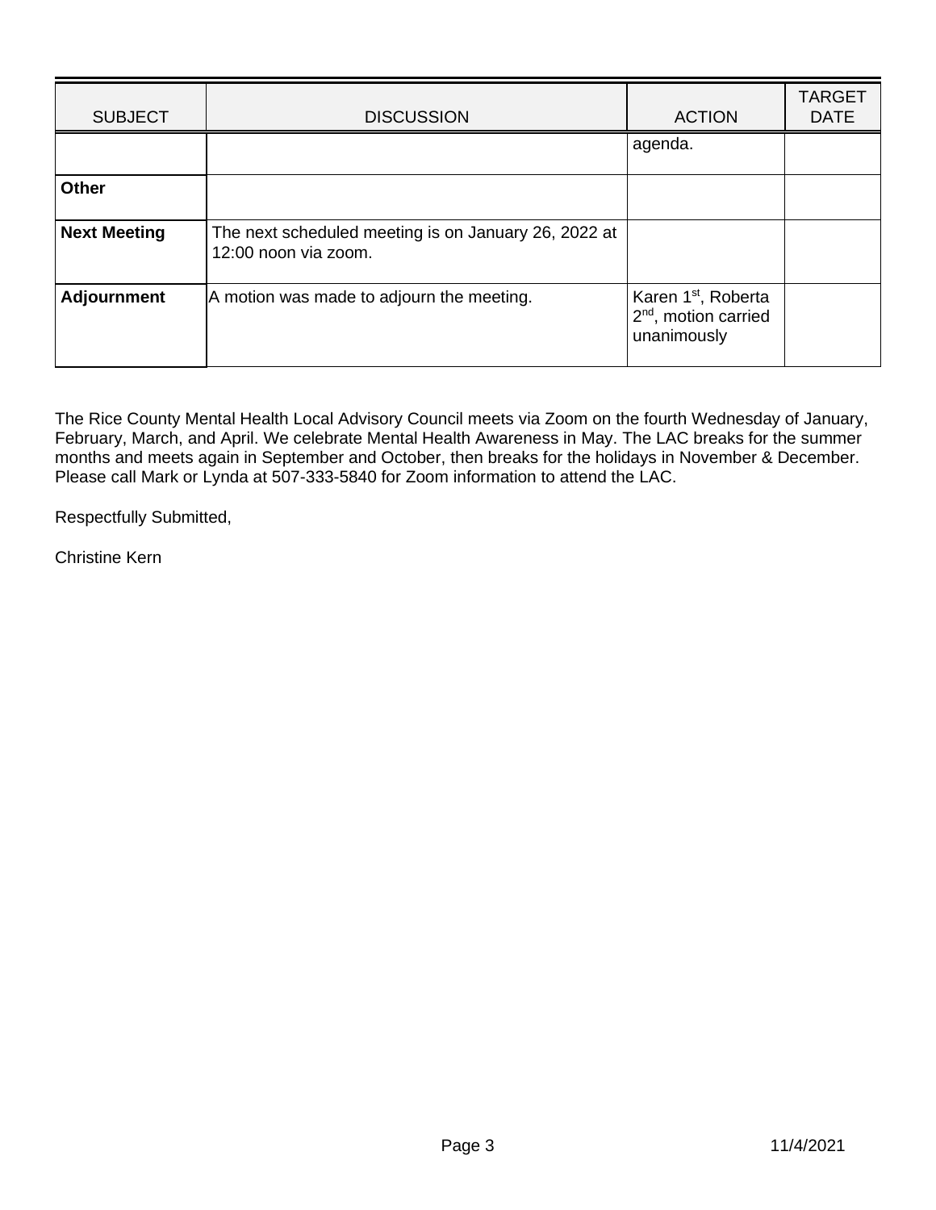| SUBJECT | DISCUSSION | ACTION | TARGET DATE |
|---|---|---|---|
| | | agenda. | |
| **Other** | | | |
| **Next Meeting** | The next scheduled meeting is on January 26, 2022 at 12:00 noon via zoom. | | |
| **Adjournment** | A motion was made to adjourn the meeting. | Karen 1st, Roberta 2nd, motion carried unanimously | |

The Rice County Mental Health Local Advisory Council meets via Zoom on the fourth Wednesday of January, February, March, and April. We celebrate Mental Health Awareness in May. The LAC breaks for the summer months and meets again in September and October, then breaks for the holidays in November & December. Please call Mark or Lynda at 507-333-5840 for Zoom information to attend the LAC.

Respectfully Submitted,

Christine Kern